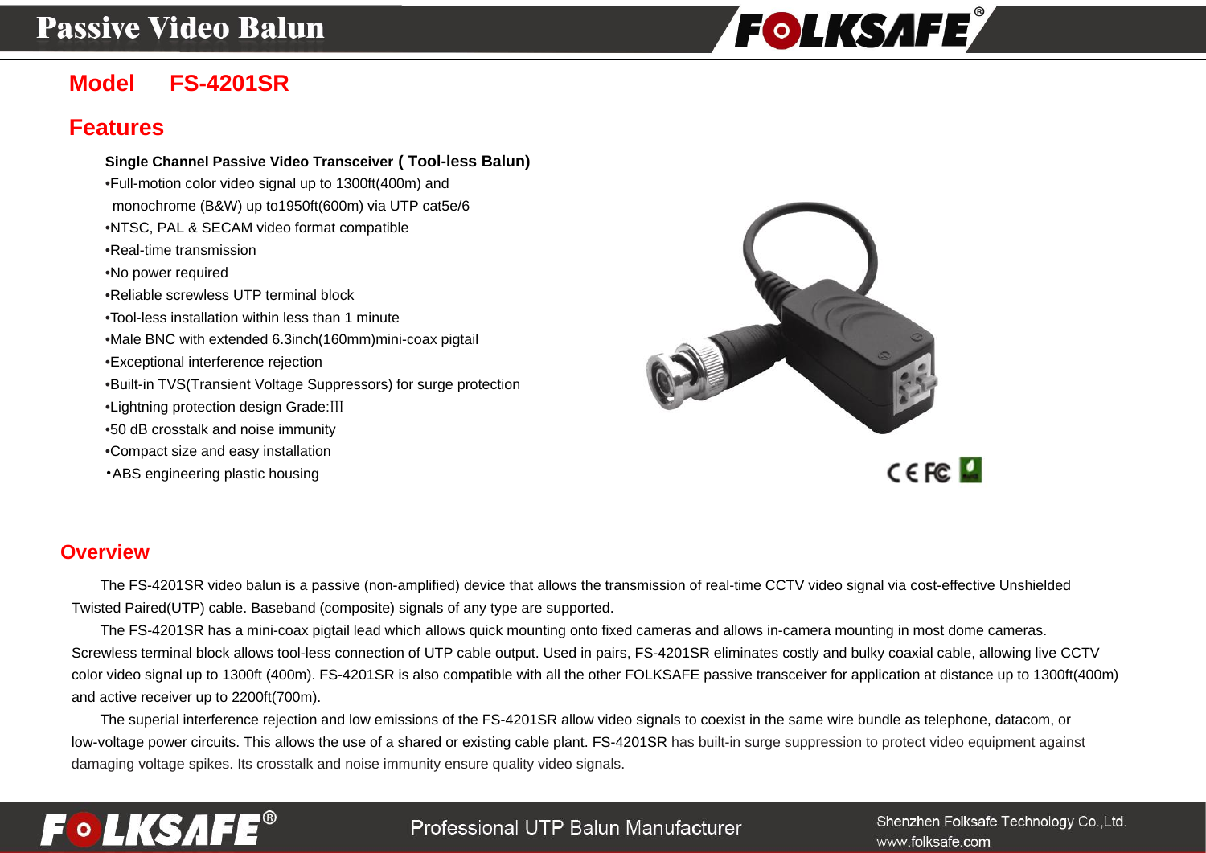# Passive Video Balun

## Model FS-4201SR

## Features

**Single Channel Passive Video Transceiver ( Tool-less Balun)**

- Full-motion color video signal up to 1300ft(400m) and monochrome (B&W) up to1950ft(600m) via UTP cat5e/6
- NTSC, PAL & SECAM video format compatible
- Real-time transmission
- No power required
- Reliable screwless UTP terminal block
- Tool-less installation within less than 1 minute
- Male BNC with extended 6.3inch(160mm)mini-coax pigtail
- Exceptional interference rejection
- Built-in TVS(Transient Voltage Suppressors) for surge protection
- Lightning protection design Grade:III
- 50 dB crosstalk and noise immunity
- Compact size and easy installation
- ABS engineering plastic housing

## Overview

The FS-4201SR video balun is a passive (non-amplified) device that allows the transmission of real-time CCTV video signal via cost-effective Unshielded Twisted Paired(UTP) cable. Baseband (composite) signals of any type are supported.

The FS-4201SR has a mini-coax pigtail lead which allows quick mounting onto fixed cameras and allows in-camera mounting in most dome cameras. Screwless terminal block allows tool-less connection of UTP cable output. Used in pairs, FS-4201SR eliminates costly and bulky coaxial cable, allowing live CCTV color video signal up to 1300ft (400m). FS-4201SR is also compatible with all the other FOLKSAFE passive transceiver for application at distance up to 1300ft(400m) and active receiver up to 2200ft(700m).

The superial interference rejection and low emissions of the FS-4201SR allow video signals to coexist in the same wire bundle as telephone, datacom, or low-voltage power circuits. This allows the use of a shared or existing cable plant. FS-4201SR has built-in surge suppression to protect video equipment against damaging voltage spikes. Its crosstalk and noise immunity ensure quality video signals.

Professional UTP Balun Manufacturer

Shenzhen Folksafe Technology Co.,Ltd.
www.folksafe.com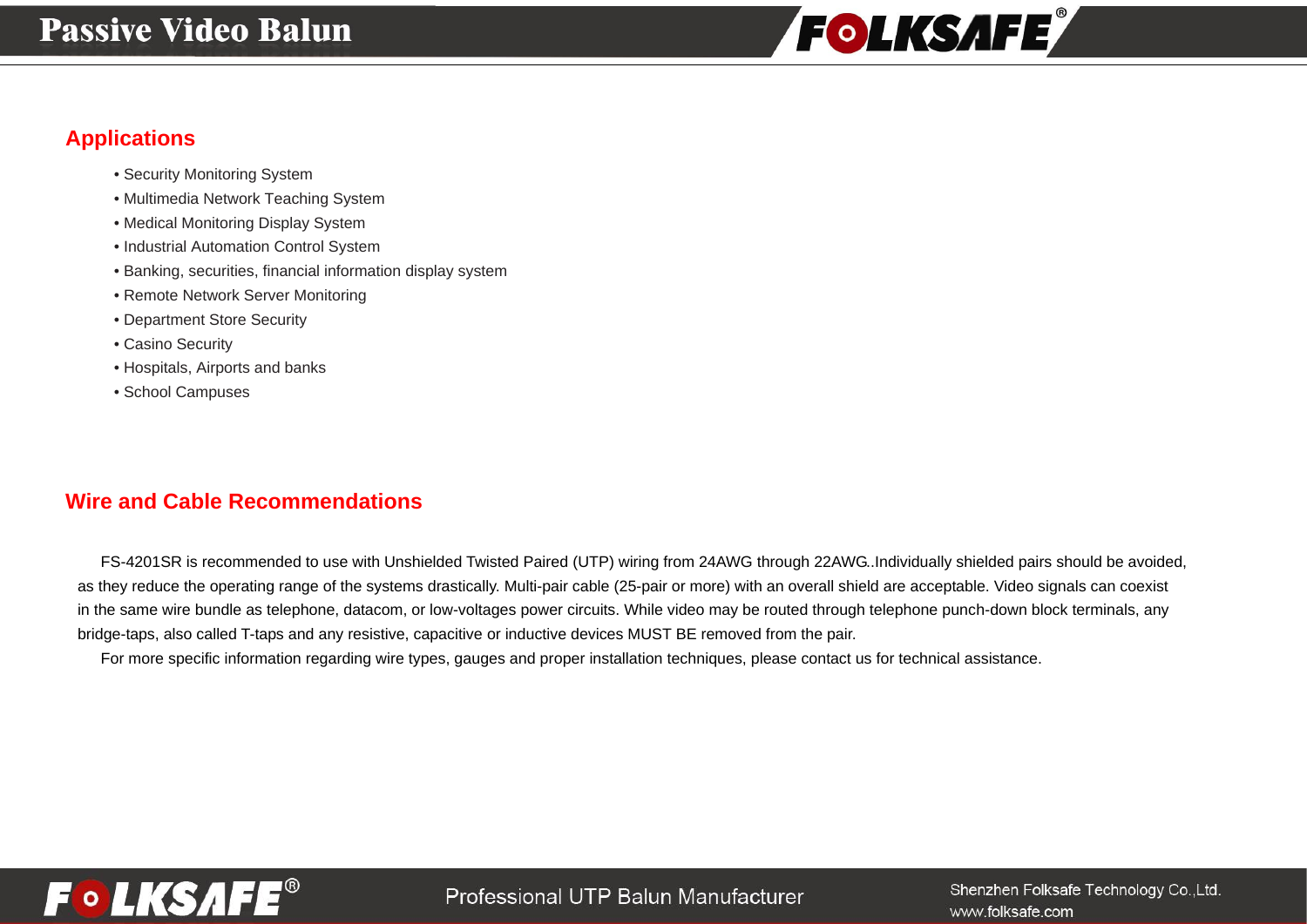## Applications

- Security Monitoring System
- Multimedia Network Teaching System
- Medical Monitoring Display System
- Industrial Automation Control System
- Banking, securities, financial information display system
- Remote Network Server Monitoring
- Department Store Security
- Casino Security
- Hospitals, Airports and banks
- School Campuses

## Wire and Cable Recommendations

FS-4201SR is recommended to use with Unshielded Twisted Paired (UTP) wiring from 24AWG through 22AWG..Individually shielded pairs should be avoided, as they reduce the operating range of the systems drastically. Multi-pair cable (25-pair or more) with an overall shield are acceptable. Video signals can coexist in the same wire bundle as telephone, datacom, or low-voltages power circuits. While video may be routed through telephone punch-down block terminals, any bridge-taps, also called T-taps and any resistive, capacitive or inductive devices MUST BE removed from the pair.

For more specific information regarding wire types, gauges and proper installation techniques, please contact us for technical assistance.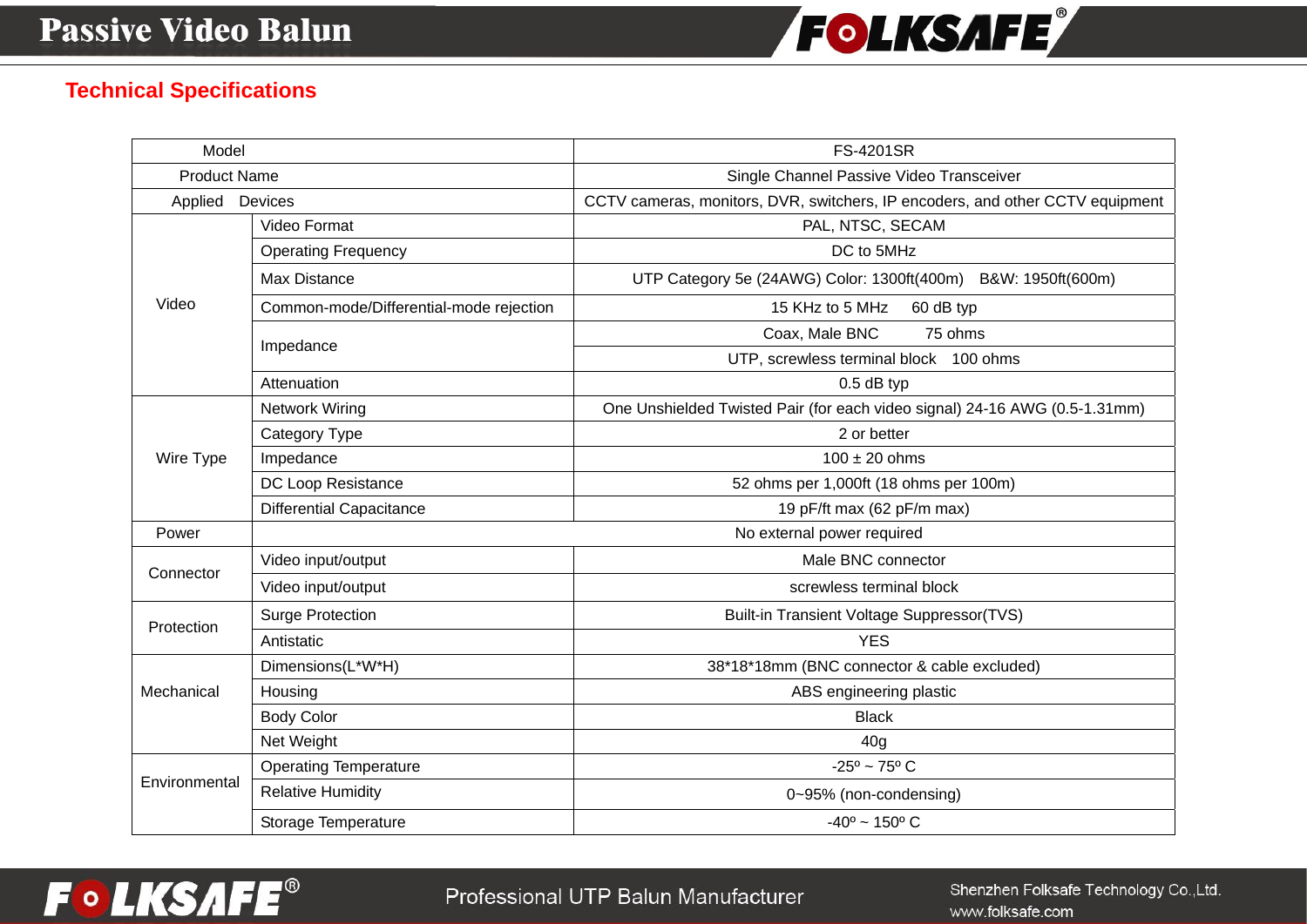## Technical Specifications

| Model | | FS-4201SR |
|---|---|---|
| Product Name | | Single Channel Passive Video Transceiver |
| Applied Devices | | CCTV cameras, monitors, DVR, switchers, IP encoders, and other CCTV equipment |
| Video | Video Format | PAL, NTSC, SECAM |
| | Operating Frequency | DC to 5MHz |
| | Max Distance | UTP Category 5e (24AWG) Color: 1300ft(400m) B&W: 1950ft(600m) |
| | Common-mode/Differential-mode rejection | 15 KHz to 5 MHz 60 dB typ |
| | Impedance | Coax, Male BNC 75 ohms |
| | | UTP, screwless terminal block 100 ohms |
| | Attenuation | 0.5 dB typ |
| Wire Type | Network Wiring | One Unshielded Twisted Pair (for each video signal) 24-16 AWG (0.5-1.31mm) |
| | Category Type | 2 or better |
| | Impedance | 100 ± 20 ohms |
| | DC Loop Resistance | 52 ohms per 1,000ft (18 ohms per 100m) |
| | Differential Capacitance | 19 pF/ft max (62 pF/m max) |
| Power | No external power required | |
| Connector | Video input/output | Male BNC connector |
| | Video input/output | screwless terminal block |
| Protection | Surge Protection | Built-in Transient Voltage Suppressor(TVS) |
| | Antistatic | YES |
| Mechanical | Dimensions(L*W*H) | 38*18*18mm (BNC connector & cable excluded) |
| | Housing | ABS engineering plastic |
| | Body Color | Black |
| | Net Weight | 40g |
| Environmental | Operating Temperature | -25º ~ 75º C |
| | Relative Humidity | 0~95% (non-condensing) |
| | Storage Temperature | -40º ~ 150º C |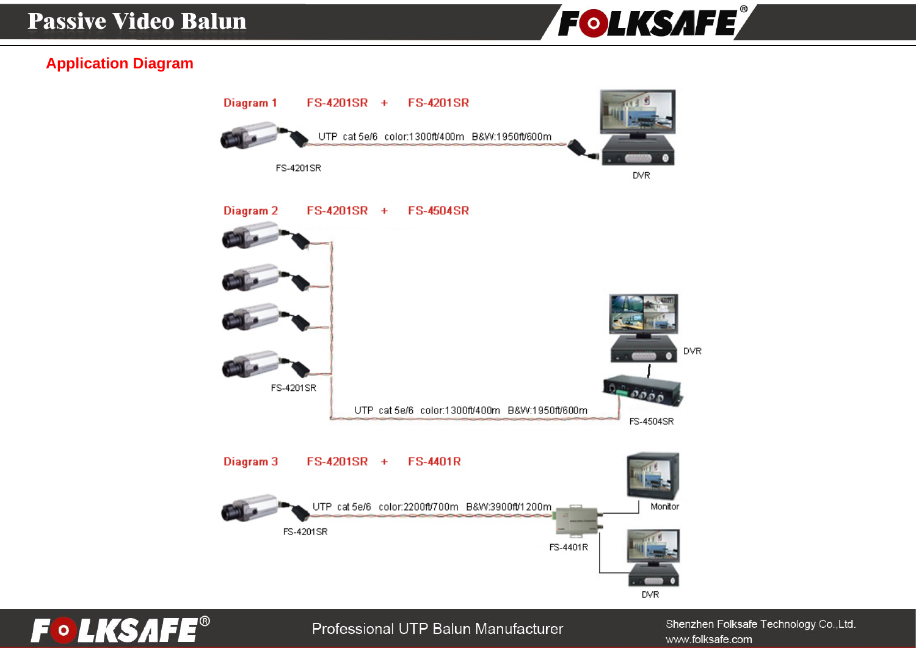## Application Diagram

Diagram 1    FS-4201SR + FS-4201SR

UTP cat 5e/6 color:1300ft/400m B&W:1950ft/600m

FS-4201SR

DVR

Diagram 2    FS-4201SR + FS-4504SR

FS-4201SR

DVR

UTP cat 5e/6 color:1300ft/400m B&W:1950ft/600m

FS-4504SR

Diagram 3    FS-4201SR + FS-4401R

UTP cat 5e/6 color:2200ft/700m B&W:3900ft/1200m

Monitor

FS-4201SR

FS-4401R

DVR